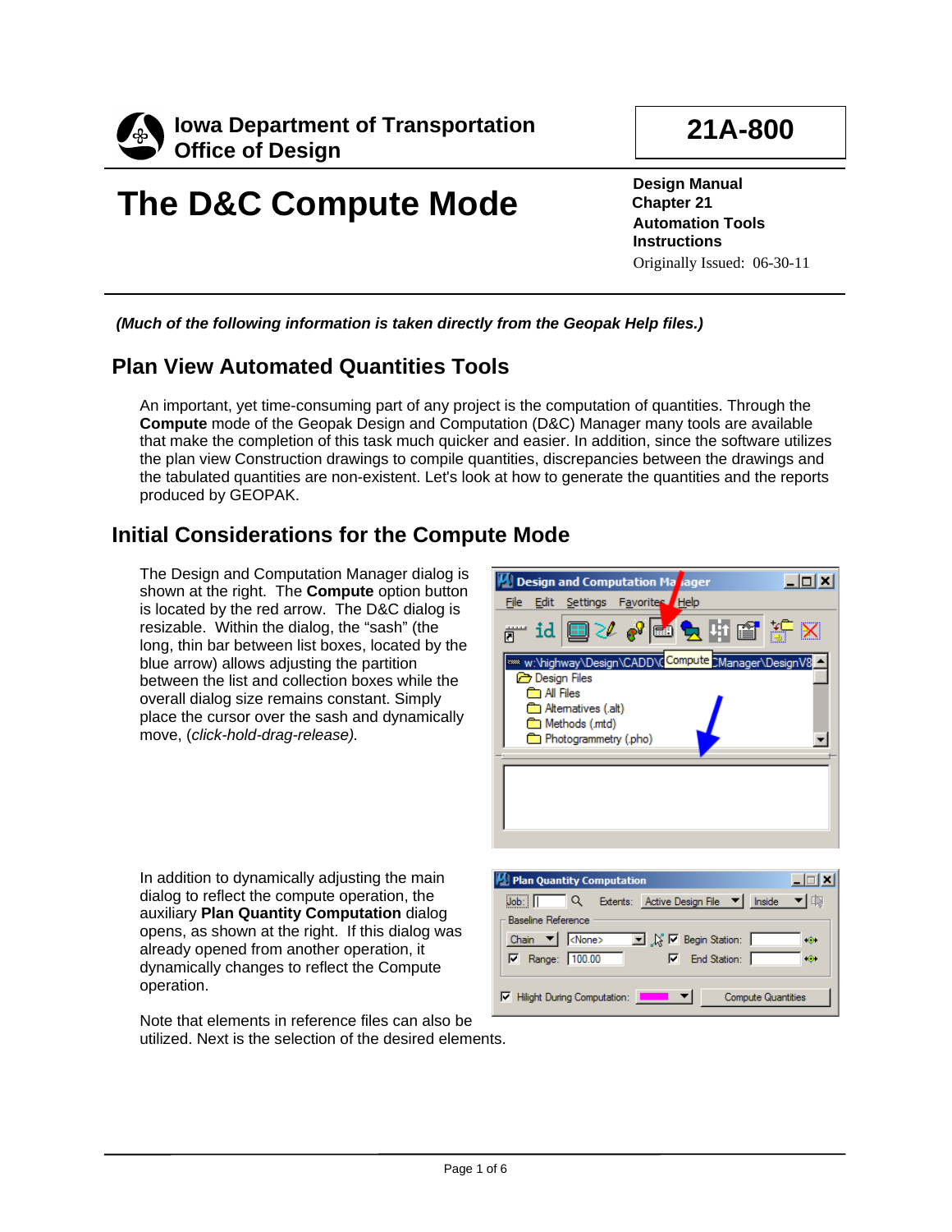**Iowa Department of Transportation**
**Office of Design**

**21A-800**

# The D&C Compute Mode

**Design Manual**
**Chapter 21**
**Automation Tools**
**Instructions**
Originally Issued: 06-30-11

***(Much of the following information is taken directly from the Geopak Help files.)***

## Plan View Automated Quantities Tools

An important, yet time-consuming part of any project is the computation of quantities. Through the **Compute** mode of the Geopak Design and Computation (D&C) Manager many tools are available that make the completion of this task much quicker and easier. In addition, since the software utilizes the plan view Construction drawings to compile quantities, discrepancies between the drawings and the tabulated quantities are non-existent. Let's look at how to generate the quantities and the reports produced by GEOPAK.

## Initial Considerations for the Compute Mode

The Design and Computation Manager dialog is shown at the right. The **Compute** option button is located by the red arrow. The D&C dialog is resizable. Within the dialog, the "sash" (the long, thin bar between list boxes, located by the blue arrow) allows adjusting the partition between the list and collection boxes while the overall dialog size remains constant. Simply place the cursor over the sash and dynamically move, (*click-hold-drag-release).*

In addition to dynamically adjusting the main dialog to reflect the compute operation, the auxiliary **Plan Quantity Computation** dialog opens, as shown at the right. If this dialog was already opened from another operation, it dynamically changes to reflect the Compute operation.

Note that elements in reference files can also be utilized. Next is the selection of the desired elements.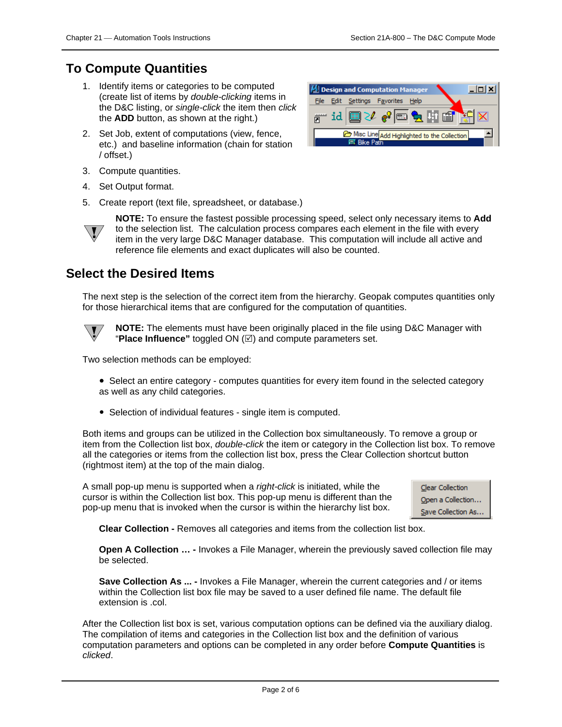## To Compute Quantities

1. Identify items or categories to be computed (create list of items by *double-clicking* items in the D&C listing, or *single-click* the item then *click* the **ADD** button, as shown at the right.)
2. Set Job, extent of computations (view, fence, etc.) and baseline information (chain for station / offset.)
3. Compute quantities.
4. Set Output format.
5. Create report (text file, spreadsheet, or database.)

**NOTE:** To ensure the fastest possible processing speed, select only necessary items to **Add** to the selection list. The calculation process compares each element in the file with every item in the very large D&C Manager database. This computation will include all active and reference file elements and exact duplicates will also be counted.

## Select the Desired Items

The next step is the selection of the correct item from the hierarchy. Geopak computes quantities only for those hierarchical items that are configured for the computation of quantities.

**NOTE:** The elements must have been originally placed in the file using D&C Manager with "**Place Influence"** toggled ON (☑) and compute parameters set.

Two selection methods can be employed:

- Select an entire category - computes quantities for every item found in the selected category as well as any child categories.
- Selection of individual features - single item is computed.

Both items and groups can be utilized in the Collection box simultaneously. To remove a group or item from the Collection list box, *double-click* the item or category in the Collection list box. To remove all the categories or items from the collection list box, press the Clear Collection shortcut button (rightmost item) at the top of the main dialog.

A small pop-up menu is supported when a *right-click* is initiated, while the cursor is within the Collection list box. This pop-up menu is different than the pop-up menu that is invoked when the cursor is within the hierarchy list box.

**Clear Collection -** Removes all categories and items from the collection list box.

**Open A Collection … -** Invokes a File Manager, wherein the previously saved collection file may be selected.

**Save Collection As ... -** Invokes a File Manager, wherein the current categories and / or items within the Collection list box file may be saved to a user defined file name. The default file extension is .col.

After the Collection list box is set, various computation options can be defined via the auxiliary dialog. The compilation of items and categories in the Collection list box and the definition of various computation parameters and options can be completed in any order before **Compute Quantities** is *clicked*.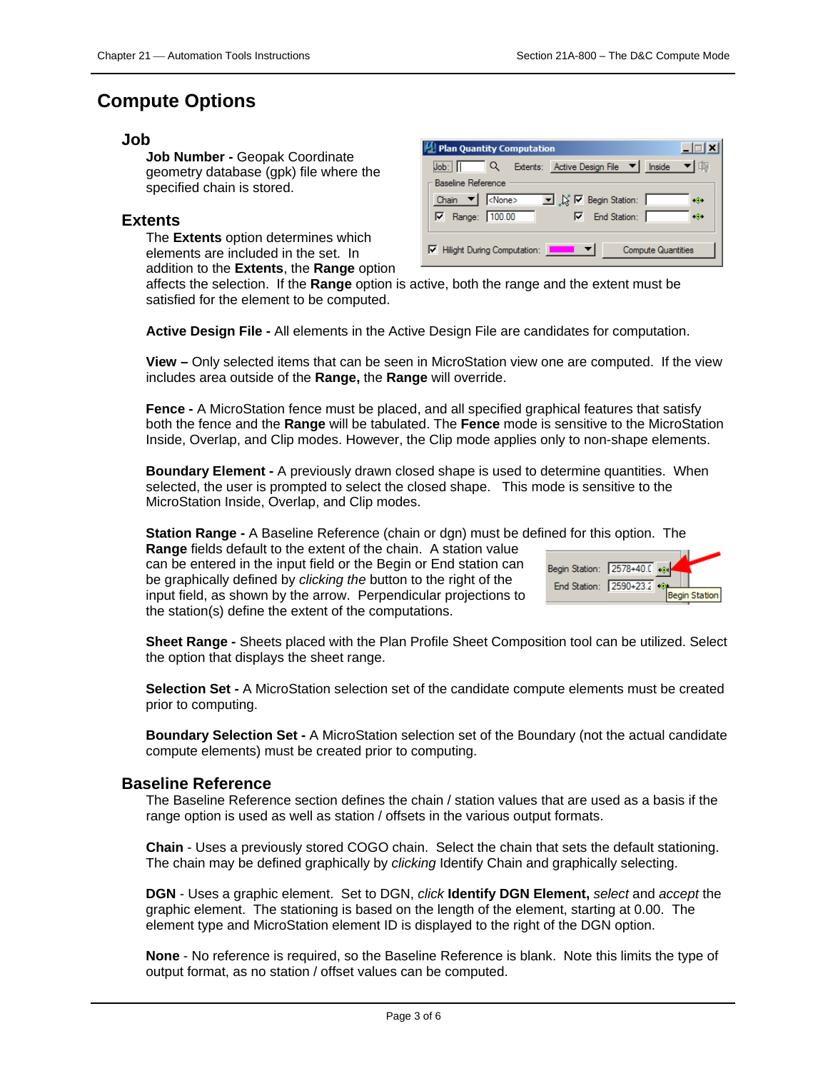# Compute Options

## Job

**Job Number -** Geopak Coordinate geometry database (gpk) file where the specified chain is stored.

## Extents

The **Extents** option determines which elements are included in the set. In addition to the **Extents**, the **Range** option affects the selection. If the **Range** option is active, both the range and the extent must be satisfied for the element to be computed.

**Active Design File -** All elements in the Active Design File are candidates for computation.

**View –** Only selected items that can be seen in MicroStation view one are computed. If the view includes area outside of the **Range,** the **Range** will override.

**Fence -** A MicroStation fence must be placed, and all specified graphical features that satisfy both the fence and the **Range** will be tabulated. The **Fence** mode is sensitive to the MicroStation Inside, Overlap, and Clip modes. However, the Clip mode applies only to non-shape elements.

**Boundary Element -** A previously drawn closed shape is used to determine quantities. When selected, the user is prompted to select the closed shape. This mode is sensitive to the MicroStation Inside, Overlap, and Clip modes.

**Station Range -** A Baseline Reference (chain or dgn) must be defined for this option. The **Range** fields default to the extent of the chain. A station value can be entered in the input field or the Begin or End station can be graphically defined by *clicking the* button to the right of the input field, as shown by the arrow. Perpendicular projections to the station(s) define the extent of the computations.

**Sheet Range -** Sheets placed with the Plan Profile Sheet Composition tool can be utilized. Select the option that displays the sheet range.

**Selection Set -** A MicroStation selection set of the candidate compute elements must be created prior to computing.

**Boundary Selection Set -** A MicroStation selection set of the Boundary (not the actual candidate compute elements) must be created prior to computing.

## Baseline Reference

The Baseline Reference section defines the chain / station values that are used as a basis if the range option is used as well as station / offsets in the various output formats.

**Chain** - Uses a previously stored COGO chain. Select the chain that sets the default stationing. The chain may be defined graphically by *clicking* Identify Chain and graphically selecting.

**DGN** - Uses a graphic element. Set to DGN, *click* **Identify DGN Element,** *select* and *accept* the graphic element. The stationing is based on the length of the element, starting at 0.00. The element type and MicroStation element ID is displayed to the right of the DGN option.

**None** - No reference is required, so the Baseline Reference is blank. Note this limits the type of output format, as no station / offset values can be computed.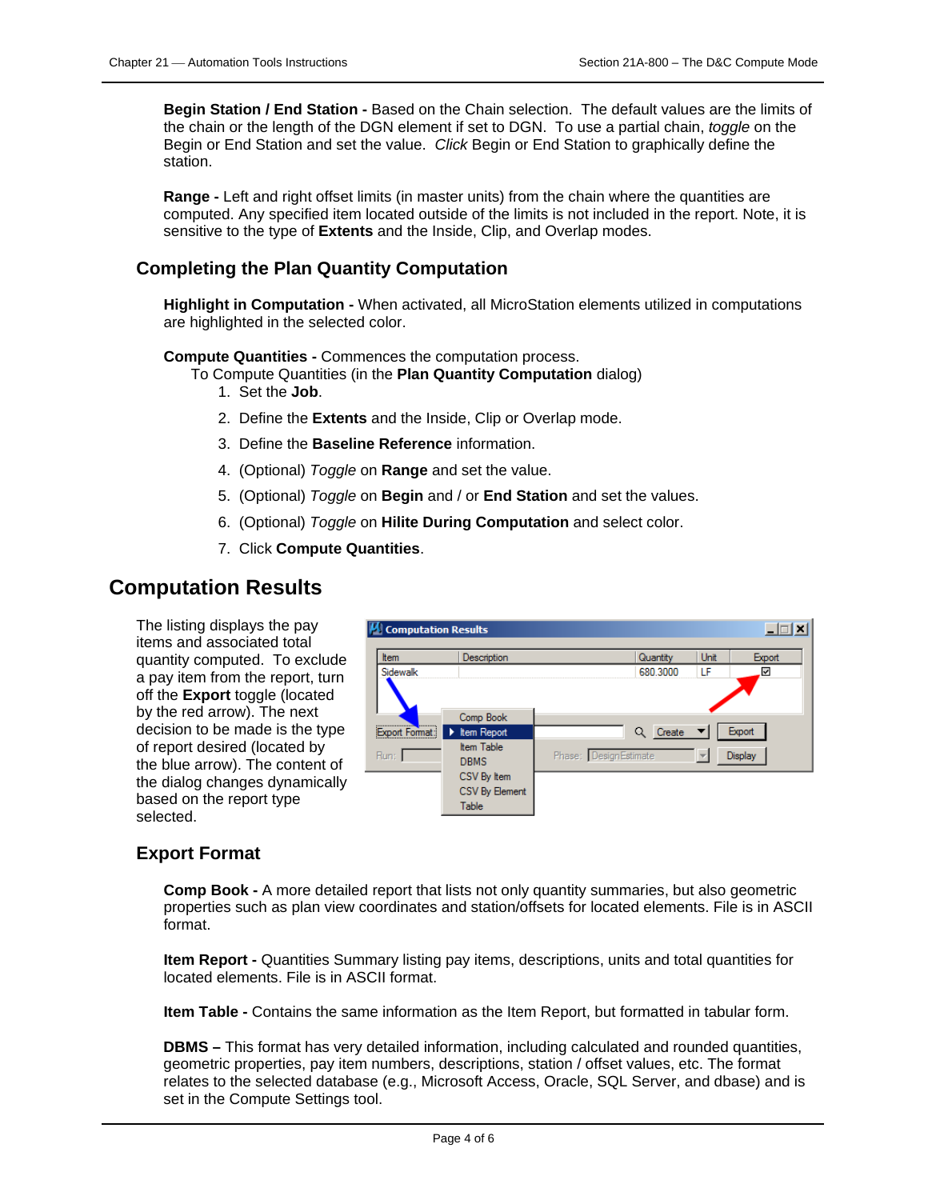**Begin Station / End Station -** Based on the Chain selection. The default values are the limits of the chain or the length of the DGN element if set to DGN. To use a partial chain, *toggle* on the Begin or End Station and set the value. *Click* Begin or End Station to graphically define the station.

**Range -** Left and right offset limits (in master units) from the chain where the quantities are computed. Any specified item located outside of the limits is not included in the report. Note, it is sensitive to the type of **Extents** and the Inside, Clip, and Overlap modes.

### Completing the Plan Quantity Computation

**Highlight in Computation -** When activated, all MicroStation elements utilized in computations are highlighted in the selected color.

**Compute Quantities -** Commences the computation process.

To Compute Quantities (in the **Plan Quantity Computation** dialog)

1. Set the **Job**.
2. Define the **Extents** and the Inside, Clip or Overlap mode.
3. Define the **Baseline Reference** information.
4. (Optional) *Toggle* on **Range** and set the value.
5. (Optional) *Toggle* on **Begin** and / or **End Station** and set the values.
6. (Optional) *Toggle* on **Hilite During Computation** and select color.
7. Click **Compute Quantities**.

## Computation Results

The listing displays the pay items and associated total quantity computed. To exclude a pay item from the report, turn off the **Export** toggle (located by the red arrow). The next decision to be made is the type of report desired (located by the blue arrow). The content of the dialog changes dynamically based on the report type selected.

### Export Format

**Comp Book -** A more detailed report that lists not only quantity summaries, but also geometric properties such as plan view coordinates and station/offsets for located elements. File is in ASCII format.

**Item Report -** Quantities Summary listing pay items, descriptions, units and total quantities for located elements. File is in ASCII format.

**Item Table -** Contains the same information as the Item Report, but formatted in tabular form.

**DBMS –** This format has very detailed information, including calculated and rounded quantities, geometric properties, pay item numbers, descriptions, station / offset values, etc. The format relates to the selected database (e.g., Microsoft Access, Oracle, SQL Server, and dbase) and is set in the Compute Settings tool.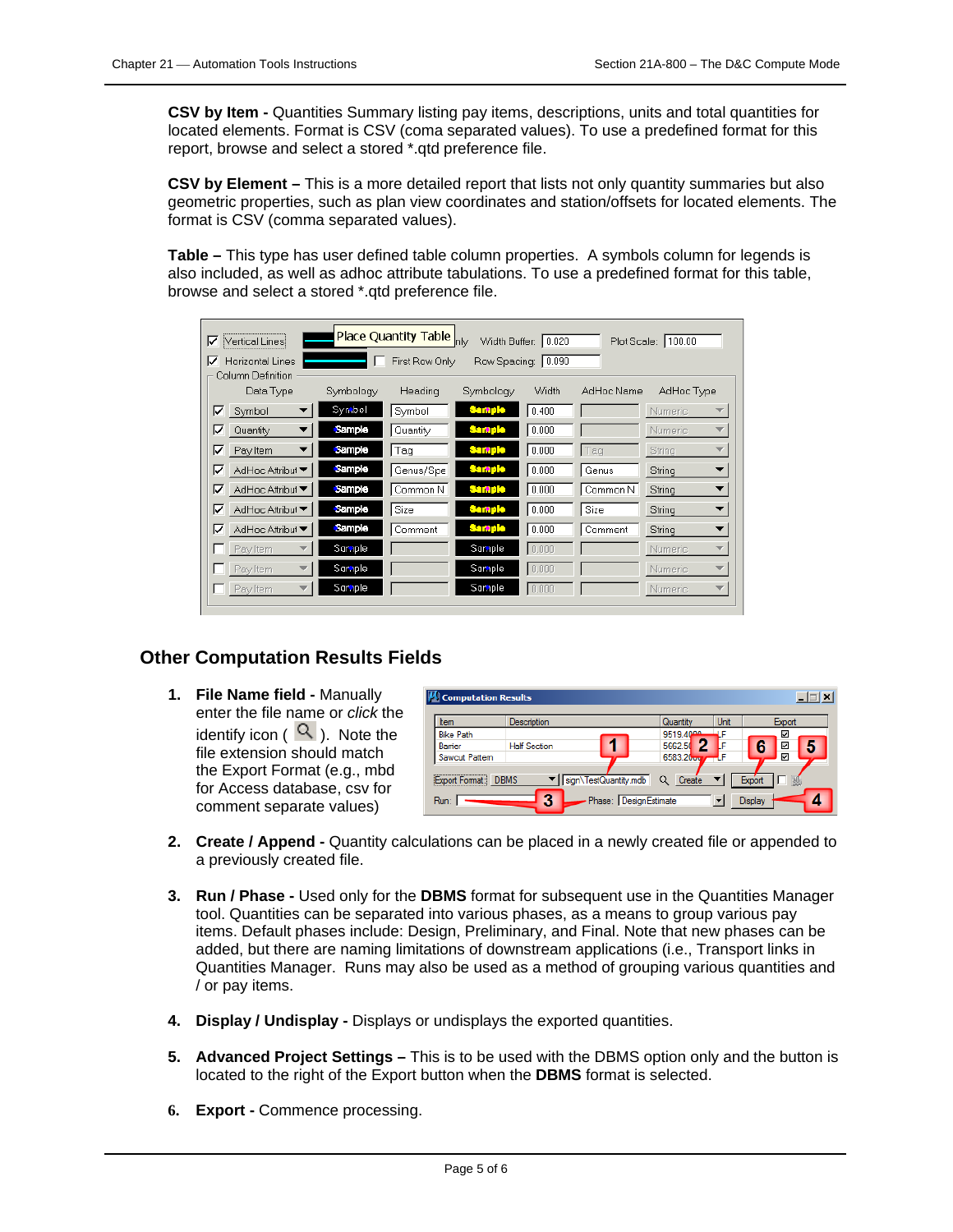**CSV by Item -** Quantities Summary listing pay items, descriptions, units and total quantities for located elements. Format is CSV (coma separated values). To use a predefined format for this report, browse and select a stored *.qtd preference file.

**CSV by Element –** This is a more detailed report that lists not only quantity summaries but also geometric properties, such as plan view coordinates and station/offsets for located elements. The format is CSV (comma separated values).

**Table –** This type has user defined table column properties. A symbols column for legends is also included, as well as adhoc attribute tabulations. To use a predefined format for this table, browse and select a stored *.qtd preference file.

## Other Computation Results Fields

1. **File Name field -** Manually enter the file name or *click* the identify icon ( ). Note the file extension should match the Export Format (e.g., mbd for Access database, csv for comment separate values)

2. **Create / Append -** Quantity calculations can be placed in a newly created file or appended to a previously created file.

3. **Run / Phase -** Used only for the **DBMS** format for subsequent use in the Quantities Manager tool. Quantities can be separated into various phases, as a means to group various pay items. Default phases include: Design, Preliminary, and Final. Note that new phases can be added, but there are naming limitations of downstream applications (i.e., Transport links in Quantities Manager. Runs may also be used as a method of grouping various quantities and / or pay items.

4. **Display / Undisplay -** Displays or undisplays the exported quantities.

5. **Advanced Project Settings –** This is to be used with the DBMS option only and the button is located to the right of the Export button when the **DBMS** format is selected.

6. **Export -** Commence processing.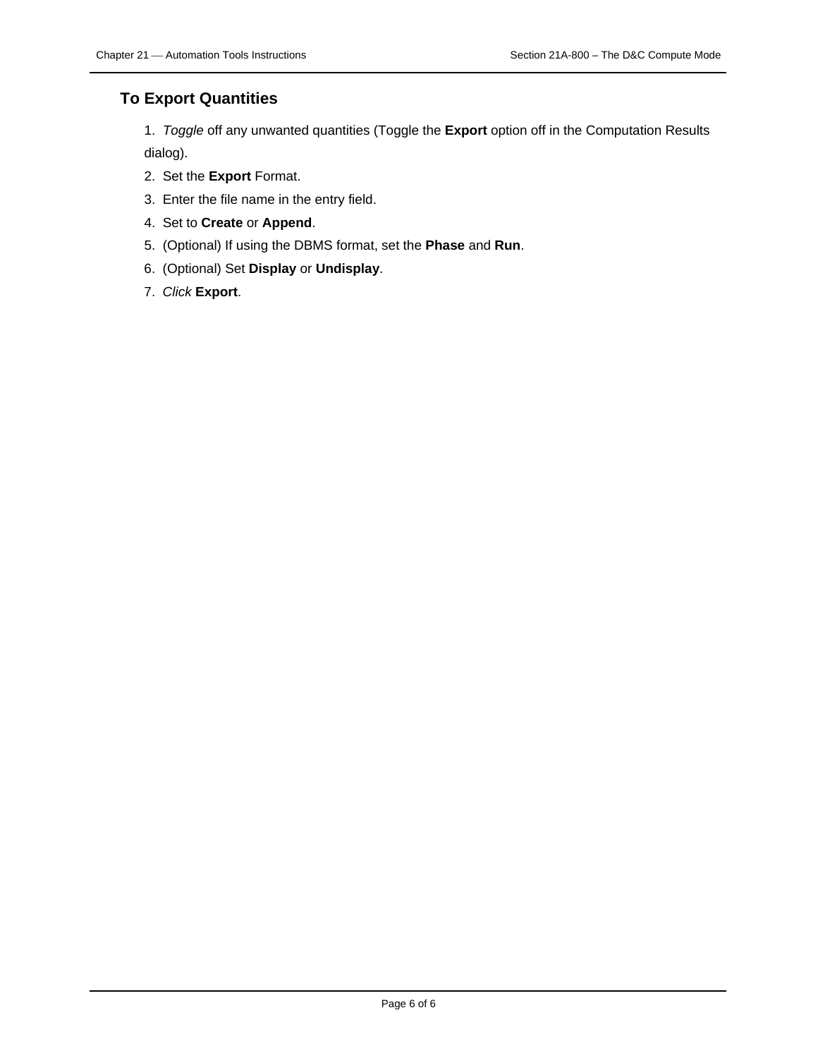## To Export Quantities

1. *Toggle* off any unwanted quantities (Toggle the **Export** option off in the Computation Results dialog).
2. Set the **Export** Format.
3. Enter the file name in the entry field.
4. Set to **Create** or **Append**.
5. (Optional) If using the DBMS format, set the **Phase** and **Run**.
6. (Optional) Set **Display** or **Undisplay**.
7. *Click* **Export**.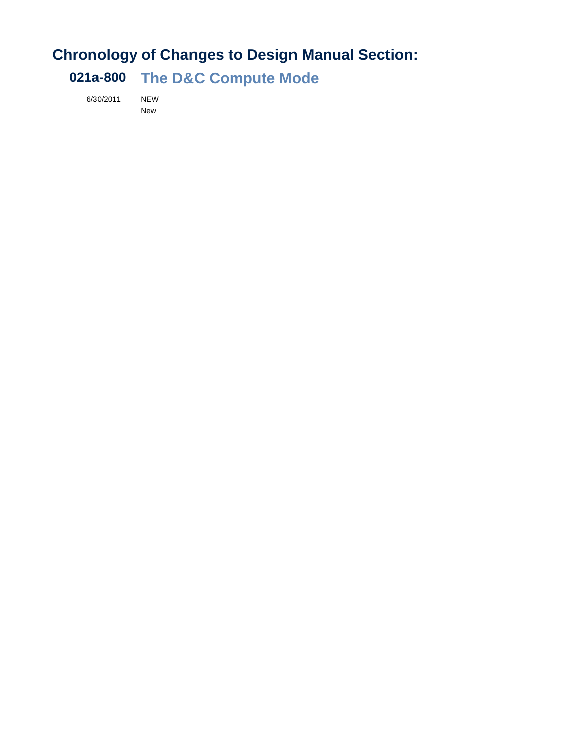# Chronology of Changes to Design Manual Section:

## 021a-800 The D&C Compute Mode

| | |
|---|---|
| 6/30/2011 | NEW<br>New |